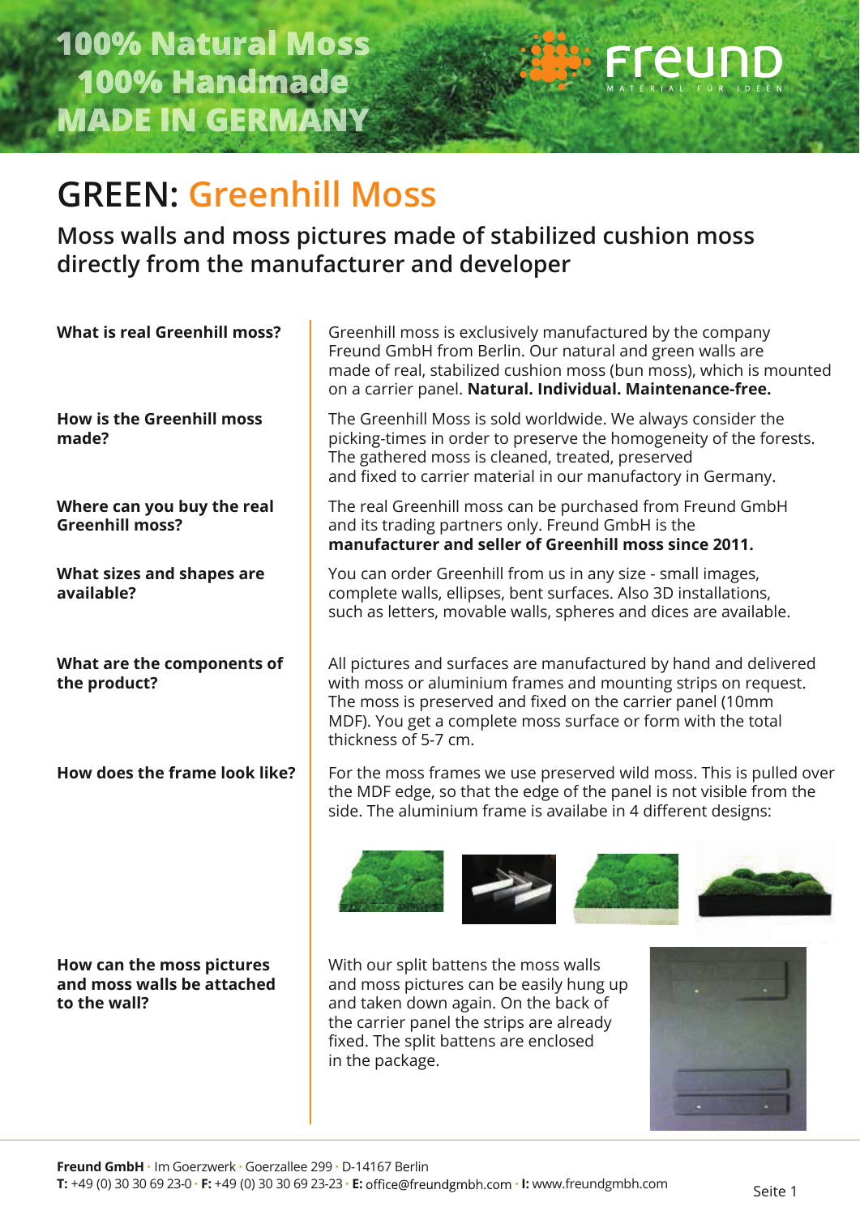100% Natural Moss
100% Handmade
MADE IN GERMANY

Freund
MATERIAL FÜR IDEEN

# GREEN: Greenhill Moss

## Moss walls and moss pictures made of stabilized cushion moss directly from the manufacturer and developer

**What is real Greenhill moss?**

Greenhill moss is exclusively manufactured by the company Freund GmbH from Berlin. Our natural and green walls are made of real, stabilized cushion moss (bun moss), which is mounted on a carrier panel. **Natural. Individual. Maintenance-free.**

**How is the Greenhill moss made?**

The Greenhill Moss is sold worldwide. We always consider the picking-times in order to preserve the homogeneity of the forests. The gathered moss is cleaned, treated, preserved and fixed to carrier material in our manufactory in Germany.

**Where can you buy the real Greenhill moss?**

The real Greenhill moss can be purchased from Freund GmbH and its trading partners only. Freund GmbH is the **manufacturer and seller of Greenhill moss since 2011.**

**What sizes and shapes are available?**

You can order Greenhill from us in any size - small images, complete walls, ellipses, bent surfaces. Also 3D installations, such as letters, movable walls, spheres and dices are available.

**What are the components of the product?**

All pictures and surfaces are manufactured by hand and delivered with moss or aluminium frames and mounting strips on request. The moss is preserved and fixed on the carrier panel (10mm MDF). You get a complete moss surface or form with the total thickness of 5-7 cm.

**How does the frame look like?**

For the moss frames we use preserved wild moss. This is pulled over the MDF edge, so that the edge of the panel is not visible from the side. The aluminium frame is availabe in 4 different designs:

**How can the moss pictures and moss walls be attached to the wall?**

With our split battens the moss walls and moss pictures can be easily hung up and taken down again. On the back of the carrier panel the strips are already fixed. The split battens are enclosed in the package.

**Freund GmbH** · Im Goerzwerk · Goerzallee 299 · D-14167 Berlin
**T:** +49 (0) 30 30 69 23-0 · **F:** +49 (0) 30 30 69 23-23 · **E:** office@freundgmbh.com · **I:** www.freundgmbh.com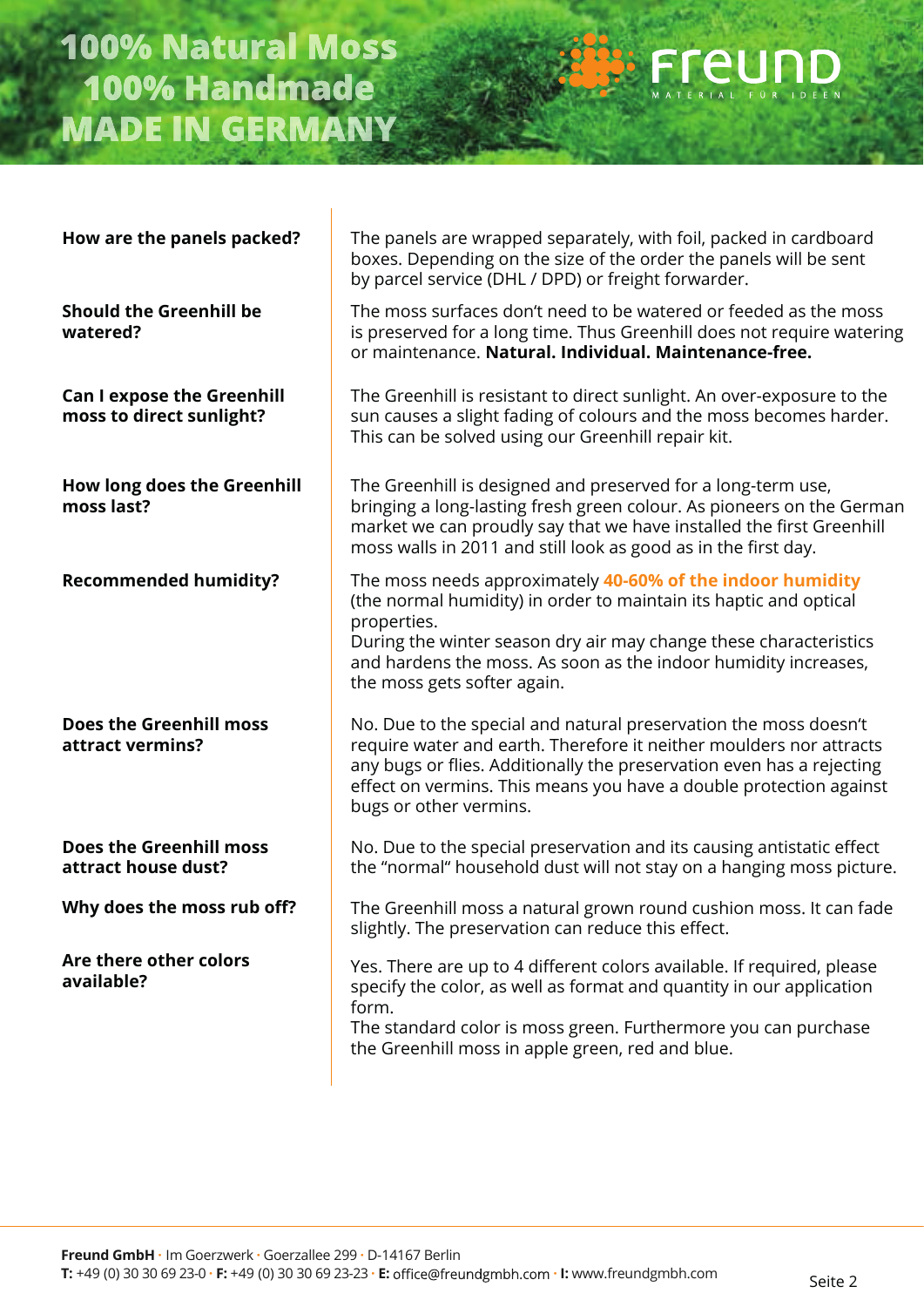# 100% Natural Moss
# 100% Handmade
# MADE IN GERMANY

**Freund** MATERIAL FÜR IDEEN

| | |
|---|---|
| **How are the panels packed?** | The panels are wrapped separately, with foil, packed in cardboard boxes. Depending on the size of the order the panels will be sent by parcel service (DHL / DPD) or freight forwarder. |
| **Should the Greenhill be watered?** | The moss surfaces don't need to be watered or fed as the moss is preserved for a long time. Thus Greenhill does not require watering or maintenance. **Natural. Individual. Maintenance-free.** |
| **Can I expose the Greenhill moss to direct sunlight?** | The Greenhill is resistant to direct sunlight. An over-exposure to the sun causes a slight fading of colours and the moss becomes harder. This can be solved using our Greenhill repair kit. |
| **How long does the Greenhill moss last?** | The Greenhill is designed and preserved for a long-term use, bringing a long-lasting fresh green colour. As pioneers on the German market we can proudly say that we have installed the first Greenhill moss walls in 2011 and still look as good as in the first day. |
| **Recommended humidity?** | The moss needs approximately **40-60% of the indoor humidity** (the normal humidity) in order to maintain its haptic and optical properties. During the winter season dry air may change these characteristics and hardens the moss. As soon as the indoor humidity increases, the moss gets softer again. |
| **Does the Greenhill moss attract vermins?** | No. Due to the special and natural preservation the moss doesn't require water and earth. Therefore it neither moulders nor attracts any bugs or flies. Additionally the preservation even has a rejecting effect on vermins. This means you have a double protection against bugs or other vermins. |
| **Does the Greenhill moss attract house dust?** | No. Due to the special preservation and its causing antistatic effect the "normal" household dust will not stay on a hanging moss picture. |
| **Why does the moss rub off?** | The Greenhill moss a natural grown round cushion moss. It can fade slightly. The preservation can reduce this effect. |
| **Are there other colors available?** | Yes. There are up to 4 different colors available. If required, please specify the color, as well as format and quantity in our application form. The standard color is moss green. Furthermore you can purchase the Greenhill moss in apple green, red and blue. |

**Freund GmbH** · Im Goerzwerk · Goerzallee 299 · D-14167 Berlin
**T:** +49 (0) 30 30 69 23-0 · **F:** +49 (0) 30 30 69 23-23 · **E:** office@freundgmbh.com · **I:** www.freundgmbh.com